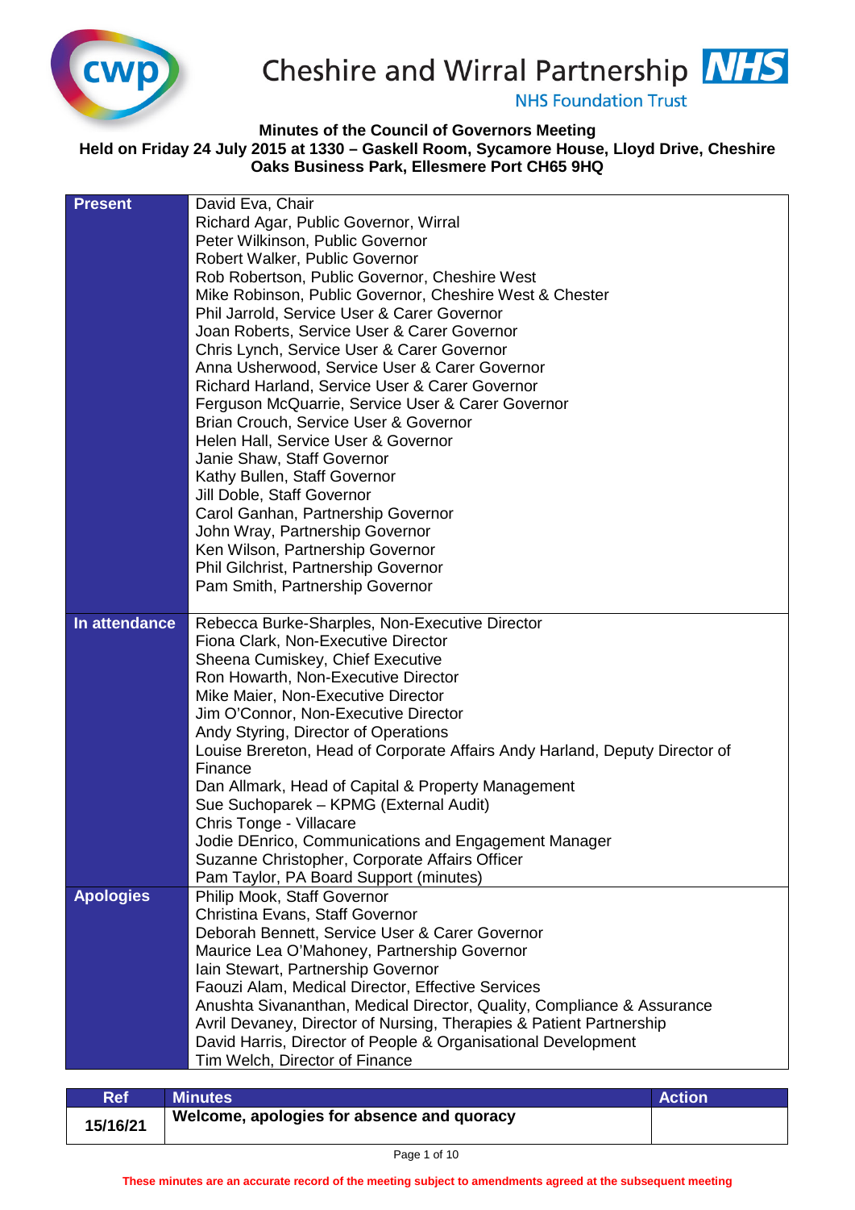Cheshire and Wirral Partnership NHS Foundation Trust

**Minutes of the Council of Governors Meeting**
**Held on Friday 24 July 2015 at 1330 – Gaskell Room, Sycamore House, Lloyd Drive, Cheshire Oaks Business Park, Ellesmere Port CH65 9HQ**

| | |
|---|---|
| **Present** | David Eva, Chair<br>Richard Agar, Public Governor, Wirral<br>Peter Wilkinson, Public Governor<br>Robert Walker, Public Governor<br>Rob Robertson, Public Governor, Cheshire West<br>Mike Robinson, Public Governor, Cheshire West & Chester<br>Phil Jarrold, Service User & Carer Governor<br>Joan Roberts, Service User & Carer Governor<br>Chris Lynch, Service User & Carer Governor<br>Anna Usherwood, Service User & Carer Governor<br>Richard Harland, Service User & Carer Governor<br>Ferguson McQuarrie, Service User & Carer Governor<br>Brian Crouch, Service User & Governor<br>Helen Hall, Service User & Governor<br>Janie Shaw, Staff Governor<br>Kathy Bullen, Staff Governor<br>Jill Doble, Staff Governor<br>Carol Ganhan, Partnership Governor<br>John Wray, Partnership Governor<br>Ken Wilson, Partnership Governor<br>Phil Gilchrist, Partnership Governor<br>Pam Smith, Partnership Governor |
| **In attendance** | Rebecca Burke-Sharples, Non-Executive Director<br>Fiona Clark, Non-Executive Director<br>Sheena Cumiskey, Chief Executive<br>Ron Howarth, Non-Executive Director<br>Mike Maier, Non-Executive Director<br>Jim O'Connor, Non-Executive Director<br>Andy Styring, Director of Operations<br>Louise Brereton, Head of Corporate Affairs Andy Harland, Deputy Director of Finance<br>Dan Allmark, Head of Capital & Property Management<br>Sue Suchoparek – KPMG (External Audit)<br>Chris Tonge - Villacare<br>Jodie DEnrico, Communications and Engagement Manager<br>Suzanne Christopher, Corporate Affairs Officer<br>Pam Taylor, PA Board Support (minutes) |
| **Apologies** | Philip Mook, Staff Governor<br>Christina Evans, Staff Governor<br>Deborah Bennett, Service User & Carer Governor<br>Maurice Lea O'Mahoney, Partnership Governor<br>Iain Stewart, Partnership Governor<br>Faouzi Alam, Medical Director, Effective Services<br>Anushta Sivananthan, Medical Director, Quality, Compliance & Assurance<br>Avril Devaney, Director of Nursing, Therapies & Patient Partnership<br>David Harris, Director of People & Organisational Development<br>Tim Welch, Director of Finance |

| Ref | Minutes | Action |
|---|---|---|
| 15/16/21 | **Welcome, apologies for absence and quoracy** | |

These minutes are an accurate record of the meeting subject to amendments agreed at the subsequent meeting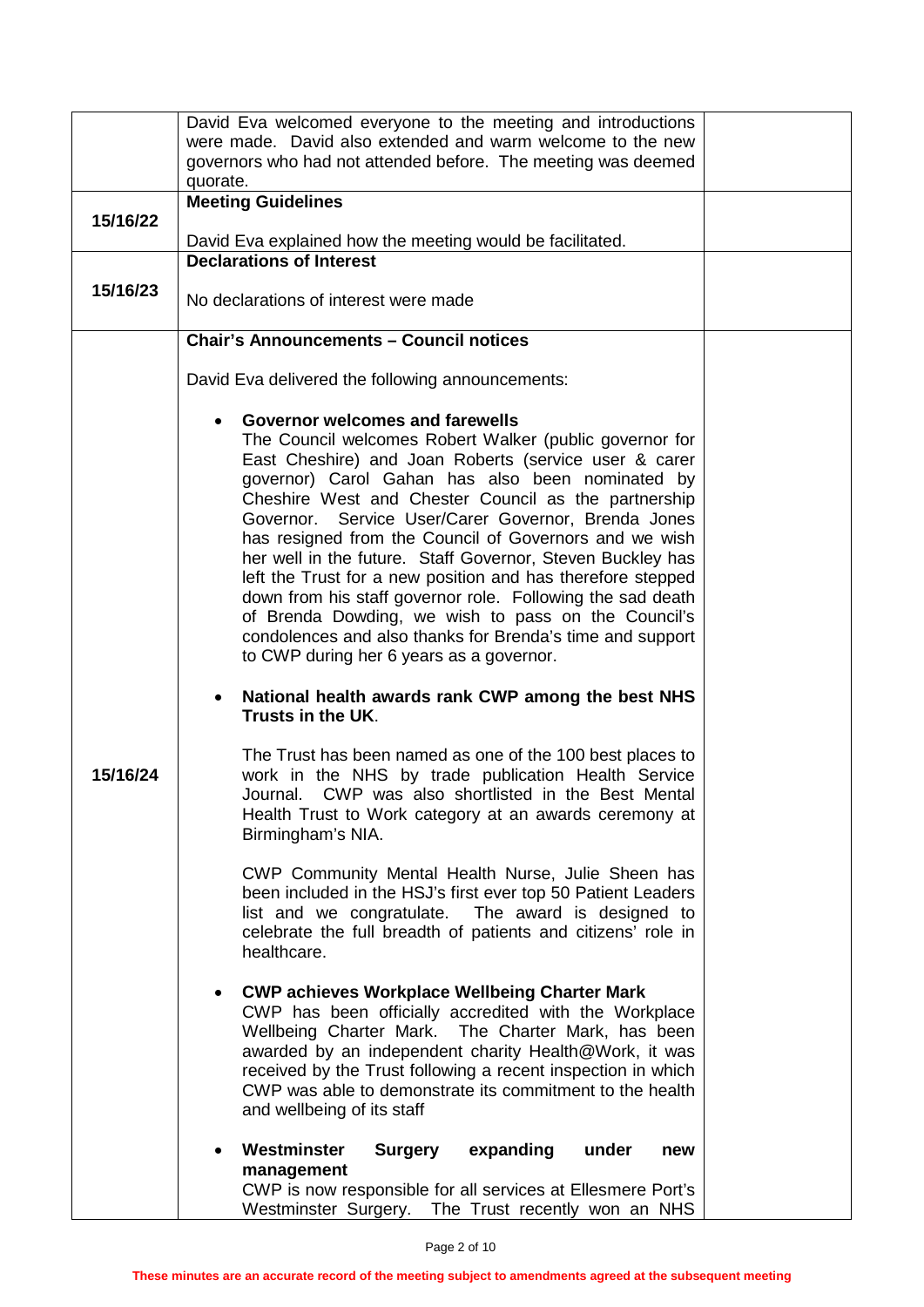| | | |
|---|---|---|
| | David Eva welcomed everyone to the meeting and introductions were made. David also extended and warm welcome to the new governors who had not attended before. The meeting was deemed quorate. | |
| 15/16/22 | **Meeting Guidelines**<br><br>David Eva explained how the meeting would be facilitated. | |
| 15/16/23 | **Declarations of Interest**<br><br>No declarations of interest were made | |
| 15/16/24 | **Chair's Announcements – Council notices**<br><br>David Eva delivered the following announcements:<br><br>• **Governor welcomes and farewells**<br>The Council welcomes Robert Walker (public governor for East Cheshire) and Joan Roberts (service user & carer governor) Carol Gahan has also been nominated by Cheshire West and Chester Council as the partnership Governor. Service User/Carer Governor, Brenda Jones has resigned from the Council of Governors and we wish her well in the future. Staff Governor, Steven Buckley has left the Trust for a new position and has therefore stepped down from his staff governor role. Following the sad death of Brenda Dowding, we wish to pass on the Council's condolences and also thanks for Brenda's time and support to CWP during her 6 years as a governor.<br><br>• **National health awards rank CWP among the best NHS Trusts in the UK**.<br><br>The Trust has been named as one of the 100 best places to work in the NHS by trade publication Health Service Journal. CWP was also shortlisted in the Best Mental Health Trust to Work category at an awards ceremony at Birmingham's NIA.<br><br>CWP Community Mental Health Nurse, Julie Sheen has been included in the HSJ's first ever top 50 Patient Leaders list and we congratulate. The award is designed to celebrate the full breadth of patients and citizens' role in healthcare.<br><br>• **CWP achieves Workplace Wellbeing Charter Mark**<br>CWP has been officially accredited with the Workplace Wellbeing Charter Mark. The Charter Mark, has been awarded by an independent charity Health@Work, it was received by the Trust following a recent inspection in which CWP was able to demonstrate its commitment to the health and wellbeing of its staff<br><br>• **Westminster Surgery expanding under new management**<br>CWP is now responsible for all services at Ellesmere Port's Westminster Surgery. The Trust recently won an NHS | |

These minutes are an accurate record of the meeting subject to amendments agreed at the subsequent meeting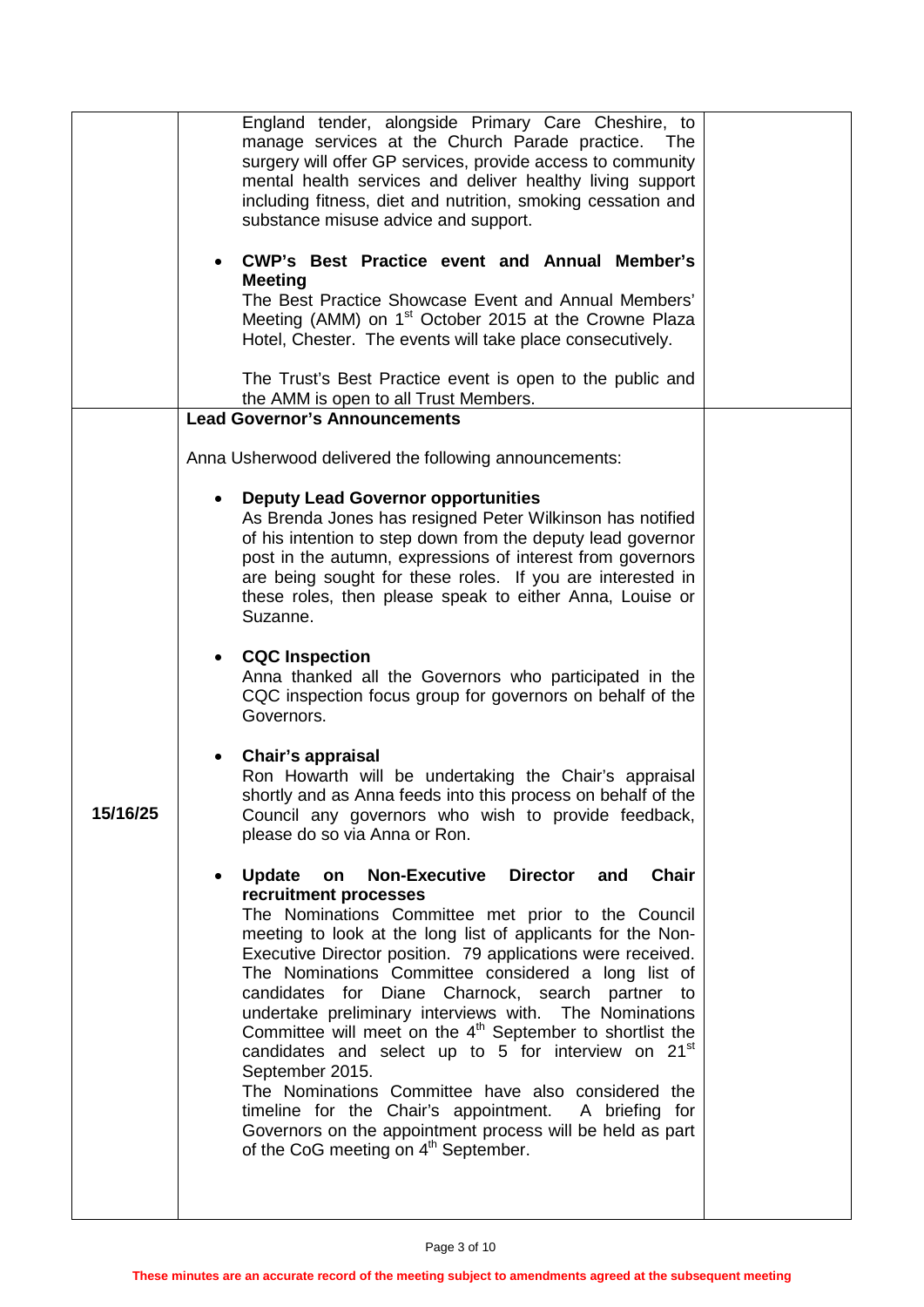| | | |
|---|---|---|
| | England tender, alongside Primary Care Cheshire, to manage services at the Church Parade practice. The surgery will offer GP services, provide access to community mental health services and deliver healthy living support including fitness, diet and nutrition, smoking cessation and substance misuse advice and support.<br><br>• **CWP's Best Practice event and Annual Member's Meeting**<br>The Best Practice Showcase Event and Annual Members' Meeting (AMM) on 1st October 2015 at the Crowne Plaza Hotel, Chester. The events will take place consecutively.<br><br>The Trust's Best Practice event is open to the public and the AMM is open to all Trust Members. | |
| 15/16/25 | **Lead Governor's Announcements**<br><br>Anna Usherwood delivered the following announcements:<br><br>• **Deputy Lead Governor opportunities**<br>As Brenda Jones has resigned Peter Wilkinson has notified of his intention to step down from the deputy lead governor post in the autumn, expressions of interest from governors are being sought for these roles. If you are interested in these roles, then please speak to either Anna, Louise or Suzanne.<br><br>• **CQC Inspection**<br>Anna thanked all the Governors who participated in the CQC inspection focus group for governors on behalf of the Governors.<br><br>• **Chair's appraisal**<br>Ron Howarth will be undertaking the Chair's appraisal shortly and as Anna feeds into this process on behalf of the Council any governors who wish to provide feedback, please do so via Anna or Ron.<br><br>• **Update on Non-Executive Director and Chair recruitment processes**<br>The Nominations Committee met prior to the Council meeting to look at the long list of applicants for the Non-Executive Director position. 79 applications were received. The Nominations Committee considered a long list of candidates for Diane Charnock, search partner to undertake preliminary interviews with. The Nominations Committee will meet on the 4th September to shortlist the candidates and select up to 5 for interview on 21st September 2015.<br>The Nominations Committee have also considered the timeline for the Chair's appointment. A briefing for Governors on the appointment process will be held as part of the CoG meeting on 4th September. | |

These minutes are an accurate record of the meeting subject to amendments agreed at the subsequent meeting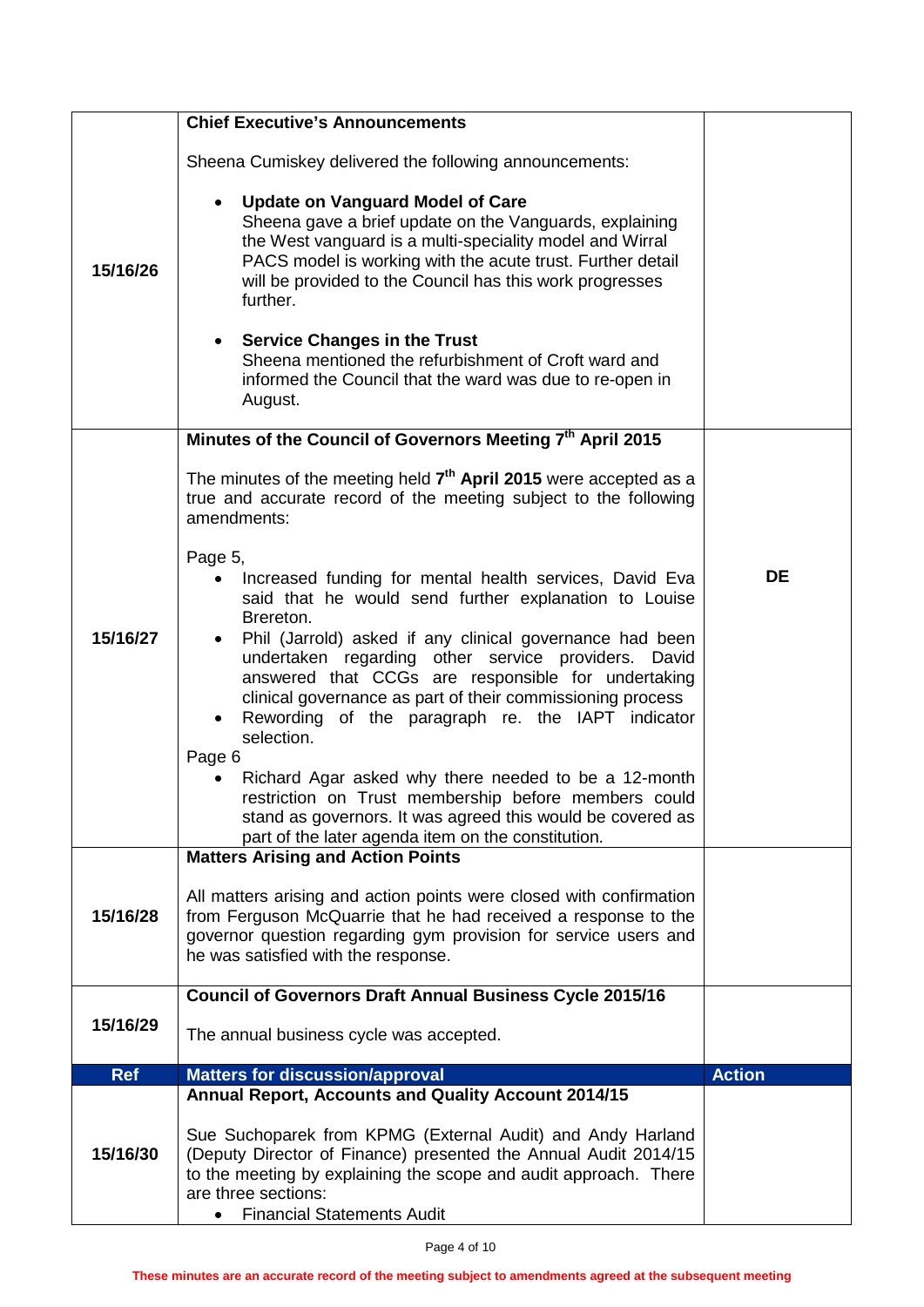| | | |
|---|---|---|
| 15/16/26 | **Chief Executive's Announcements**<br><br>Sheena Cumiskey delivered the following announcements:<br><br>• **Update on Vanguard Model of Care**<br>Sheena gave a brief update on the Vanguards, explaining the West vanguard is a multi-speciality model and Wirral PACS model is working with the acute trust. Further detail will be provided to the Council has this work progresses further.<br><br>• **Service Changes in the Trust**<br>Sheena mentioned the refurbishment of Croft ward and informed the Council that the ward was due to re-open in August. | |
| 15/16/27 | **Minutes of the Council of Governors Meeting 7th April 2015**<br><br>The minutes of the meeting held **7th April 2015** were accepted as a true and accurate record of the meeting subject to the following amendments:<br><br>Page 5,<br>• Increased funding for mental health services, David Eva said that he would send further explanation to Louise Brereton.<br>• Phil (Jarrold) asked if any clinical governance had been undertaken regarding other service providers. David answered that CCGs are responsible for undertaking clinical governance as part of their commissioning process<br>• Rewording of the paragraph re. the IAPT indicator selection.<br>Page 6<br>• Richard Agar asked why there needed to be a 12-month restriction on Trust membership before members could stand as governors. It was agreed this would be covered as part of the later agenda item on the constitution. | **DE** |
| 15/16/28 | **Matters Arising and Action Points**<br><br>All matters arising and action points were closed with confirmation from Ferguson McQuarrie that he had received a response to the governor question regarding gym provision for service users and he was satisfied with the response. | |
| 15/16/29 | **Council of Governors Draft Annual Business Cycle 2015/16**<br><br>The annual business cycle was accepted. | |
| **Ref** | **Matters for discussion/approval** | **Action** |
| 15/16/30 | **Annual Report, Accounts and Quality Account 2014/15**<br><br>Sue Suchoparek from KPMG (External Audit) and Andy Harland (Deputy Director of Finance) presented the Annual Audit 2014/15 to the meeting by explaining the scope and audit approach. There are three sections:<br>• Financial Statements Audit | |

These minutes are an accurate record of the meeting subject to amendments agreed at the subsequent meeting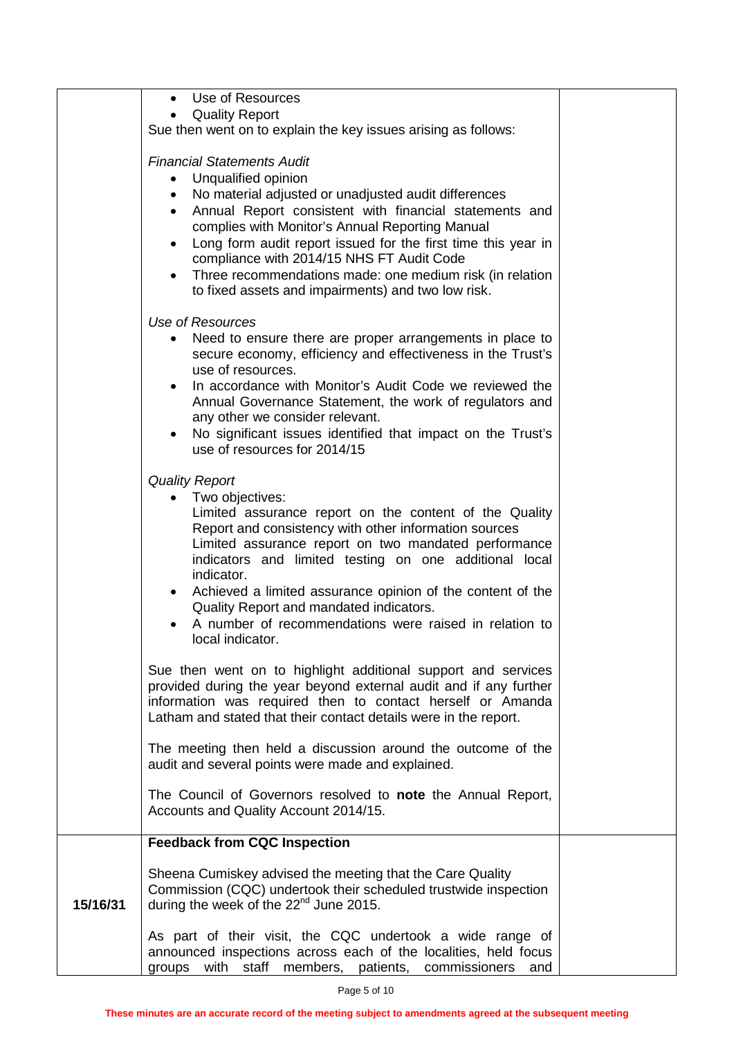| | | |
|---|---|---|
| | • Use of Resources<br>• Quality Report<br>Sue then went on to explain the key issues arising as follows:<br><br>*Financial Statements Audit*<br>• Unqualified opinion<br>• No material adjusted or unadjusted audit differences<br>• Annual Report consistent with financial statements and complies with Monitor's Annual Reporting Manual<br>• Long form audit report issued for the first time this year in compliance with 2014/15 NHS FT Audit Code<br>• Three recommendations made: one medium risk (in relation to fixed assets and impairments) and two low risk.<br><br>*Use of Resources*<br>• Need to ensure there are proper arrangements in place to secure economy, efficiency and effectiveness in the Trust's use of resources.<br>• In accordance with Monitor's Audit Code we reviewed the Annual Governance Statement, the work of regulators and any other we consider relevant.<br>• No significant issues identified that impact on the Trust's use of resources for 2014/15<br><br>*Quality Report*<br>• Two objectives:<br>Limited assurance report on the content of the Quality Report and consistency with other information sources<br>Limited assurance report on two mandated performance indicators and limited testing on one additional local indicator.<br>• Achieved a limited assurance opinion of the content of the Quality Report and mandated indicators.<br>• A number of recommendations were raised in relation to local indicator.<br><br>Sue then went on to highlight additional support and services provided during the year beyond external audit and if any further information was required then to contact herself or Amanda Latham and stated that their contact details were in the report.<br><br>The meeting then held a discussion around the outcome of the audit and several points were made and explained.<br><br>The Council of Governors resolved to **note** the Annual Report, Accounts and Quality Account 2014/15. | |
| 15/16/31 | **Feedback from CQC Inspection**<br><br>Sheena Cumiskey advised the meeting that the Care Quality Commission (CQC) undertook their scheduled trustwide inspection during the week of the 22nd June 2015.<br><br>As part of their visit, the CQC undertook a wide range of announced inspections across each of the localities, held focus groups with staff members, patients, commissioners and | |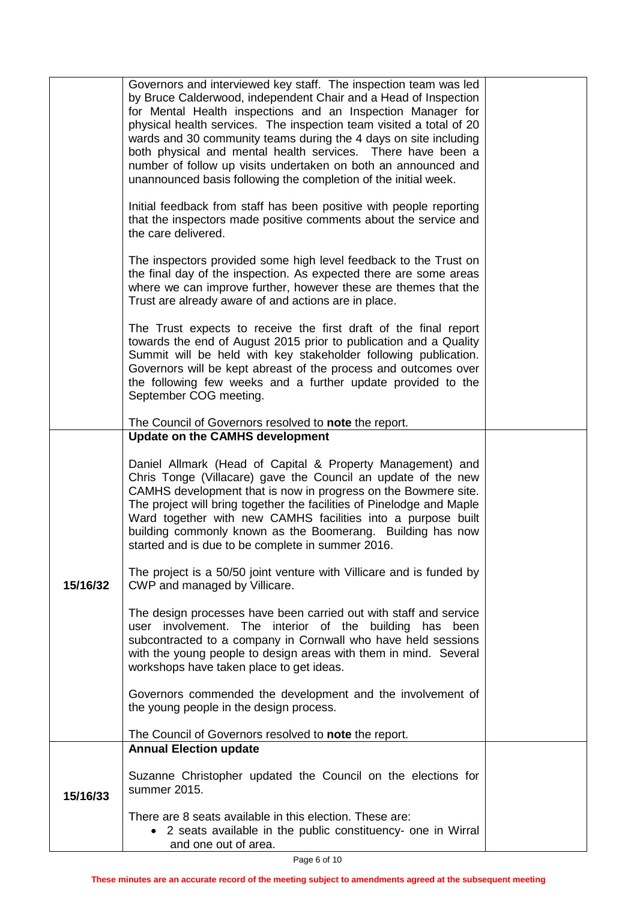| | | |
|---|---|---|
| | Governors and interviewed key staff. The inspection team was led by Bruce Calderwood, independent Chair and a Head of Inspection for Mental Health inspections and an Inspection Manager for physical health services. The inspection team visited a total of 20 wards and 30 community teams during the 4 days on site including both physical and mental health services. There have been a number of follow up visits undertaken on both an announced and unannounced basis following the completion of the initial week.<br><br>Initial feedback from staff has been positive with people reporting that the inspectors made positive comments about the service and the care delivered.<br><br>The inspectors provided some high level feedback to the Trust on the final day of the inspection. As expected there are some areas where we can improve further, however these are themes that the Trust are already aware of and actions are in place.<br><br>The Trust expects to receive the first draft of the final report towards the end of August 2015 prior to publication and a Quality Summit will be held with key stakeholder following publication. Governors will be kept abreast of the process and outcomes over the following few weeks and a further update provided to the September COG meeting.<br><br>The Council of Governors resolved to **note** the report. | |
| **15/16/32** | **Update on the CAMHS development**<br><br>Daniel Allmark (Head of Capital & Property Management) and Chris Tonge (Villacare) gave the Council an update of the new CAMHS development that is now in progress on the Bowmere site. The project will bring together the facilities of Pinelodge and Maple Ward together with new CAMHS facilities into a purpose built building commonly known as the Boomerang. Building has now started and is due to be complete in summer 2016.<br><br>The project is a 50/50 joint venture with Villicare and is funded by CWP and managed by Villicare.<br><br>The design processes have been carried out with staff and service user involvement. The interior of the building has been subcontracted to a company in Cornwall who have held sessions with the young people to design areas with them in mind. Several workshops have taken place to get ideas.<br><br>Governors commended the development and the involvement of the young people in the design process.<br><br>The Council of Governors resolved to **note** the report. | |
| **15/16/33** | **Annual Election update**<br><br>Suzanne Christopher updated the Council on the elections for summer 2015.<br><br>There are 8 seats available in this election. These are:<br>• 2 seats available in the public constituency- one in Wirral and one out of area. | |

**These minutes are an accurate record of the meeting subject to amendments agreed at the subsequent meeting**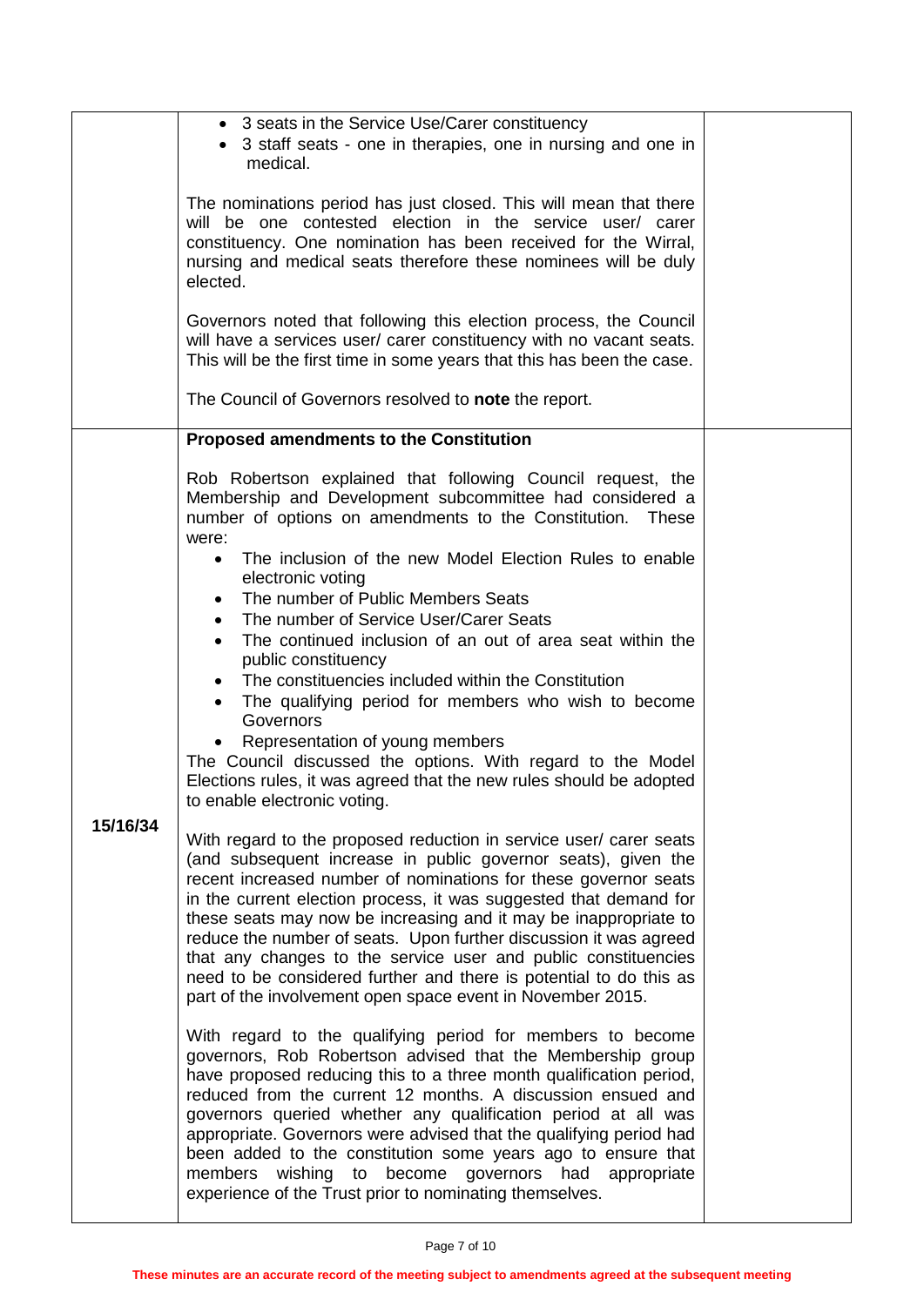| | | |
|---|---|---|
| | • 3 seats in the Service Use/Carer constituency<br>• 3 staff seats - one in therapies, one in nursing and one in medical.<br><br>The nominations period has just closed. This will mean that there will be one contested election in the service user/ carer constituency. One nomination has been received for the Wirral, nursing and medical seats therefore these nominees will be duly elected.<br><br>Governors noted that following this election process, the Council will have a services user/ carer constituency with no vacant seats. This will be the first time in some years that this has been the case.<br><br>The Council of Governors resolved to **note** the report. | |
| **15/16/34** | **Proposed amendments to the Constitution**<br><br>Rob Robertson explained that following Council request, the Membership and Development subcommittee had considered a number of options on amendments to the Constitution. These were:<br>• The inclusion of the new Model Election Rules to enable electronic voting<br>• The number of Public Members Seats<br>• The number of Service User/Carer Seats<br>• The continued inclusion of an out of area seat within the public constituency<br>• The constituencies included within the Constitution<br>• The qualifying period for members who wish to become Governors<br>• Representation of young members<br>The Council discussed the options. With regard to the Model Elections rules, it was agreed that the new rules should be adopted to enable electronic voting.<br><br>With regard to the proposed reduction in service user/ carer seats (and subsequent increase in public governor seats), given the recent increased number of nominations for these governor seats in the current election process, it was suggested that demand for these seats may now be increasing and it may be inappropriate to reduce the number of seats. Upon further discussion it was agreed that any changes to the service user and public constituencies need to be considered further and there is potential to do this as part of the involvement open space event in November 2015.<br><br>With regard to the qualifying period for members to become governors, Rob Robertson advised that the Membership group have proposed reducing this to a three month qualification period, reduced from the current 12 months. A discussion ensued and governors queried whether any qualification period at all was appropriate. Governors were advised that the qualifying period had been added to the constitution some years ago to ensure that members wishing to become governors had appropriate experience of the Trust prior to nominating themselves. | |

These minutes are an accurate record of the meeting subject to amendments agreed at the subsequent meeting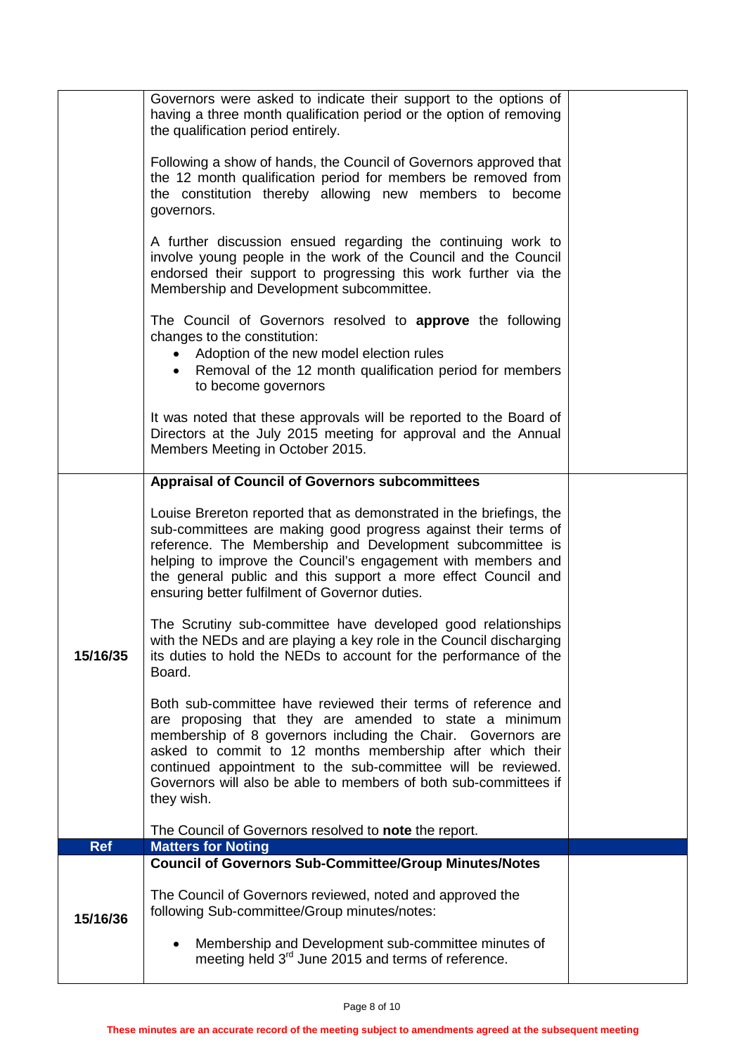| | | |
|---|---|---|
| | Governors were asked to indicate their support to the options of having a three month qualification period or the option of removing the qualification period entirely.<br><br>Following a show of hands, the Council of Governors approved that the 12 month qualification period for members be removed from the constitution thereby allowing new members to become governors.<br><br>A further discussion ensued regarding the continuing work to involve young people in the work of the Council and the Council endorsed their support to progressing this work further via the Membership and Development subcommittee.<br><br>The Council of Governors resolved to **approve** the following changes to the constitution:<br>• Adoption of the new model election rules<br>• Removal of the 12 month qualification period for members to become governors<br><br>It was noted that these approvals will be reported to the Board of Directors at the July 2015 meeting for approval and the Annual Members Meeting in October 2015. | |
| **15/16/35** | **Appraisal of Council of Governors subcommittees**<br><br>Louise Brereton reported that as demonstrated in the briefings, the sub-committees are making good progress against their terms of reference. The Membership and Development subcommittee is helping to improve the Council's engagement with members and the general public and this support a more effect Council and ensuring better fulfilment of Governor duties.<br><br>The Scrutiny sub-committee have developed good relationships with the NEDs and are playing a key role in the Council discharging its duties to hold the NEDs to account for the performance of the Board.<br><br>Both sub-committee have reviewed their terms of reference and are proposing that they are amended to state a minimum membership of 8 governors including the Chair. Governors are asked to commit to 12 months membership after which their continued appointment to the sub-committee will be reviewed. Governors will also be able to members of both sub-committees if they wish.<br><br>The Council of Governors resolved to **note** the report. | |
| **Ref** | **Matters for Noting** | |
| **15/16/36** | **Council of Governors Sub-Committee/Group Minutes/Notes**<br><br>The Council of Governors reviewed, noted and approved the following Sub-committee/Group minutes/notes:<br><br>• Membership and Development sub-committee minutes of meeting held 3rd June 2015 and terms of reference. | |

**These minutes are an accurate record of the meeting subject to amendments agreed at the subsequent meeting**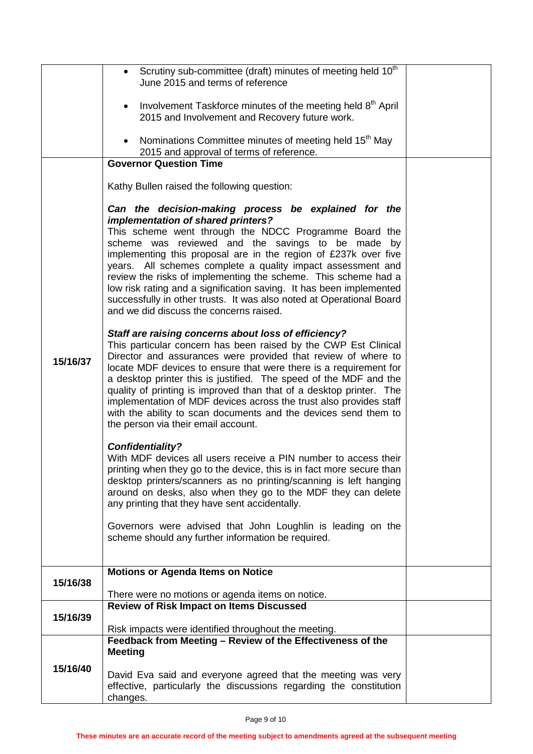| | | |
|---|---|---|
| | • Scrutiny sub-committee (draft) minutes of meeting held 10th June 2015 and terms of reference<br><br>• Involvement Taskforce minutes of the meeting held 8th April 2015 and Involvement and Recovery future work.<br><br>• Nominations Committee minutes of meeting held 15th May 2015 and approval of terms of reference. | |
| 15/16/37 | **Governor Question Time**<br><br>Kathy Bullen raised the following question:<br><br>***Can the decision-making process be explained for the implementation of shared printers?***<br>This scheme went through the NDCC Programme Board the scheme was reviewed and the savings to be made by implementing this proposal are in the region of £237k over five years. All schemes complete a quality impact assessment and review the risks of implementing the scheme. This scheme had a low risk rating and a signification saving. It has been implemented successfully in other trusts. It was also noted at Operational Board and we did discuss the concerns raised.<br><br>***Staff are raising concerns about loss of efficiency?***<br>This particular concern has been raised by the CWP Est Clinical Director and assurances were provided that review of where to locate MDF devices to ensure that were there is a requirement for a desktop printer this is justified. The speed of the MDF and the quality of printing is improved than that of a desktop printer. The implementation of MDF devices across the trust also provides staff with the ability to scan documents and the devices send them to the person via their email account.<br><br>***Confidentiality?***<br>With MDF devices all users receive a PIN number to access their printing when they go to the device, this is in fact more secure than desktop printers/scanners as no printing/scanning is left hanging around on desks, also when they go to the MDF they can delete any printing that they have sent accidentally.<br><br>Governors were advised that John Loughlin is leading on the scheme should any further information be required. | |
| 15/16/38 | **Motions or Agenda Items on Notice**<br><br>There were no motions or agenda items on notice. | |
| 15/16/39 | **Review of Risk Impact on Items Discussed**<br><br>Risk impacts were identified throughout the meeting. | |
| 15/16/40 | **Feedback from Meeting – Review of the Effectiveness of the Meeting**<br><br>David Eva said and everyone agreed that the meeting was very effective, particularly the discussions regarding the constitution changes. | |

**These minutes are an accurate record of the meeting subject to amendments agreed at the subsequent meeting**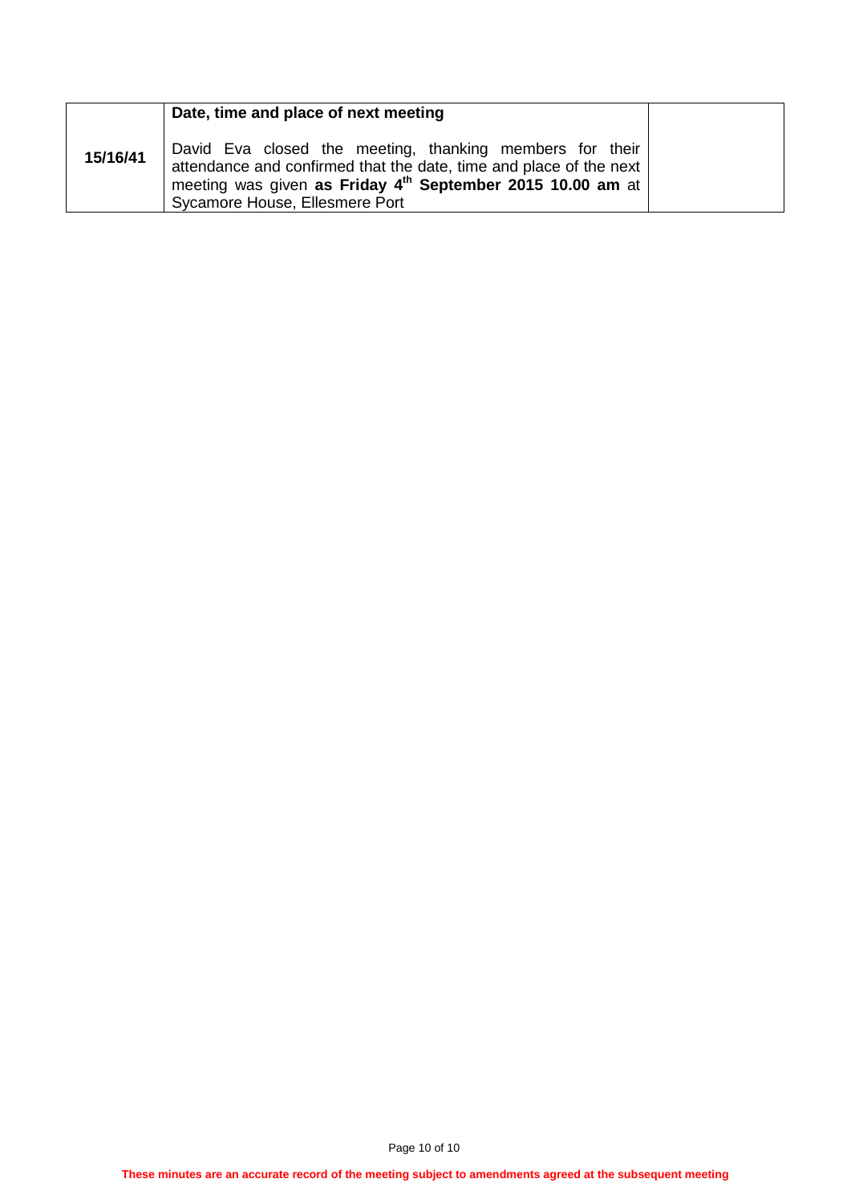| | | |
|---|---|---|
| 15/16/41 | **Date, time and place of next meeting**<br><br>David Eva closed the meeting, thanking members for their attendance and confirmed that the date, time and place of the next meeting was given **as Friday 4th September 2015 10.00 am** at Sycamore House, Ellesmere Port | |

**These minutes are an accurate record of the meeting subject to amendments agreed at the subsequent meeting**